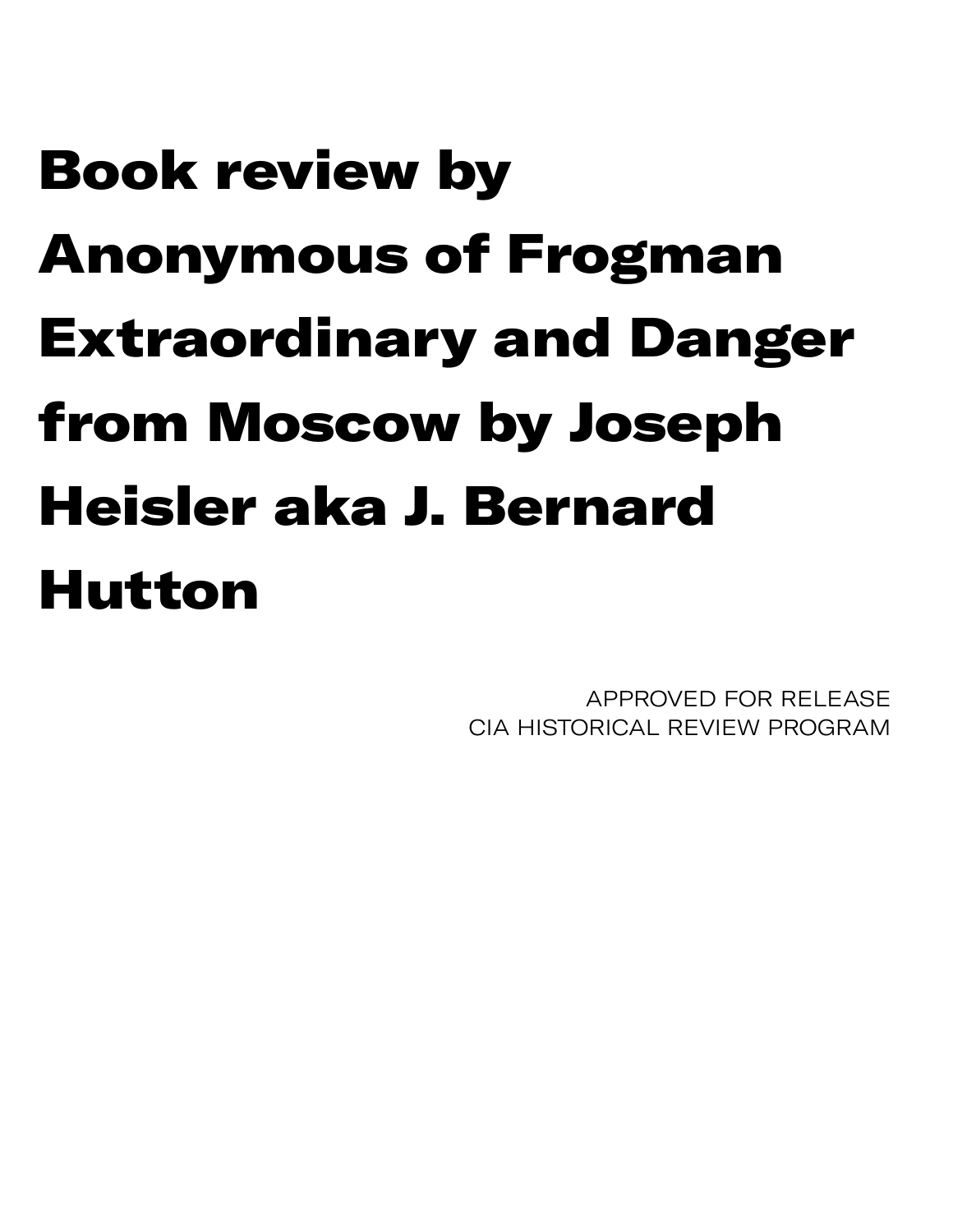# Book review by Anonymous of Frogman Extraordinary and Danger from Moscow by Joseph Heisler aka J. Bernard Hutton

APPROVED FOR RELEASE
CIA HISTORICAL REVIEW PROGRAM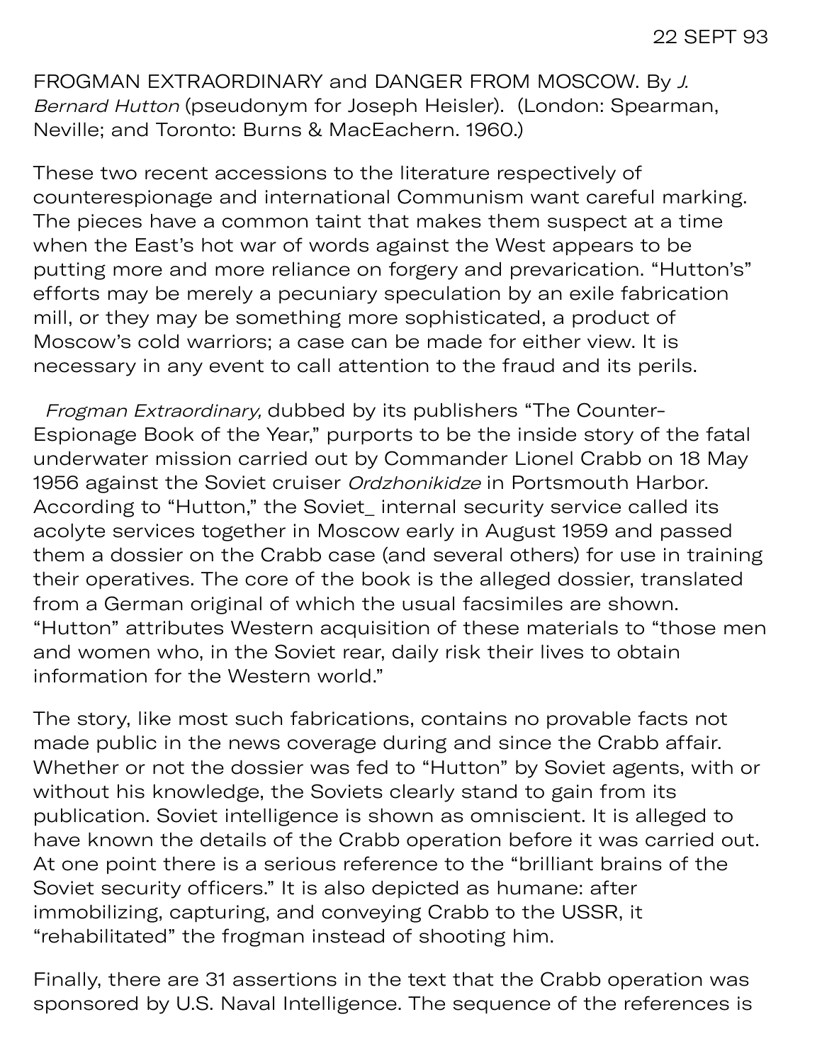22 SEPT 93

FROGMAN EXTRAORDINARY and DANGER FROM MOSCOW. By *J. Bernard Hutton* (pseudonym for Joseph Heisler). (London: Spearman, Neville; and Toronto: Burns & MacEachern. 1960.)

These two recent accessions to the literature respectively of counterespionage and international Communism want careful marking. The pieces have a common taint that makes them suspect at a time when the East's hot war of words against the West appears to be putting more and more reliance on forgery and prevarication. "Hutton's" efforts may be merely a pecuniary speculation by an exile fabrication mill, or they may be something more sophisticated, a product of Moscow's cold warriors; a case can be made for either view. It is necessary in any event to call attention to the fraud and its perils.

*Frogman Extraordinary,* dubbed by its publishers "The Counter-Espionage Book of the Year," purports to be the inside story of the fatal underwater mission carried out by Commander Lionel Crabb on 18 May 1956 against the Soviet cruiser *Ordzhonikidze* in Portsmouth Harbor. According to "Hutton," the Soviet_ internal security service called its acolyte services together in Moscow early in August 1959 and passed them a dossier on the Crabb case (and several others) for use in training their operatives. The core of the book is the alleged dossier, translated from a German original of which the usual facsimiles are shown. "Hutton" attributes Western acquisition of these materials to "those men and women who, in the Soviet rear, daily risk their lives to obtain information for the Western world."

The story, like most such fabrications, contains no provable facts not made public in the news coverage during and since the Crabb affair. Whether or not the dossier was fed to "Hutton" by Soviet agents, with or without his knowledge, the Soviets clearly stand to gain from its publication. Soviet intelligence is shown as omniscient. It is alleged to have known the details of the Crabb operation before it was carried out. At one point there is a serious reference to the "brilliant brains of the Soviet security officers." It is also depicted as humane: after immobilizing, capturing, and conveying Crabb to the USSR, it "rehabilitated" the frogman instead of shooting him.

Finally, there are 31 assertions in the text that the Crabb operation was sponsored by U.S. Naval Intelligence. The sequence of the references is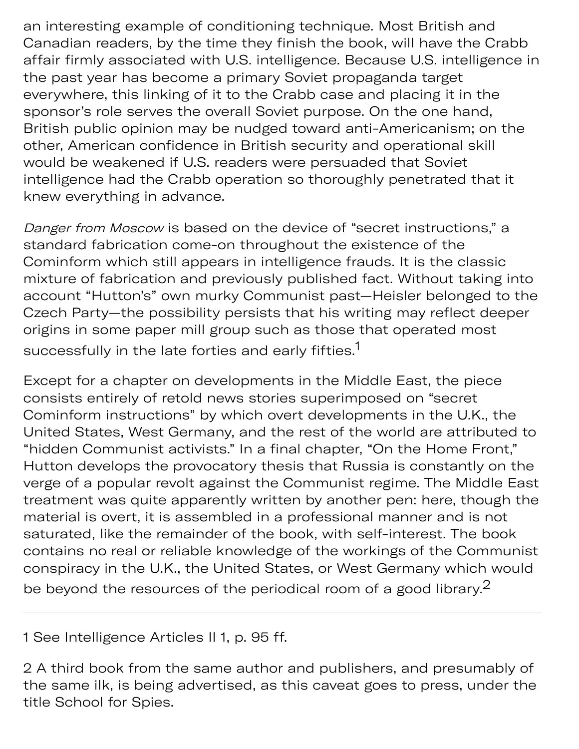an interesting example of conditioning technique. Most British and Canadian readers, by the time they finish the book, will have the Crabb affair firmly associated with U.S. intelligence. Because U.S. intelligence in the past year has become a primary Soviet propaganda target everywhere, this linking of it to the Crabb case and placing it in the sponsor's role serves the overall Soviet purpose. On the one hand, British public opinion may be nudged toward anti-Americanism; on the other, American confidence in British security and operational skill would be weakened if U.S. readers were persuaded that Soviet intelligence had the Crabb operation so thoroughly penetrated that it knew everything in advance.

*Danger from Moscow* is based on the device of "secret instructions," a standard fabrication come-on throughout the existence of the Cominform which still appears in intelligence frauds. It is the classic mixture of fabrication and previously published fact. Without taking into account "Hutton's" own murky Communist past—Heisler belonged to the Czech Party—the possibility persists that his writing may reflect deeper origins in some paper mill group such as those that operated most successfully in the late forties and early fifties.[1]

Except for a chapter on developments in the Middle East, the piece consists entirely of retold news stories superimposed on "secret Cominform instructions" by which overt developments in the U.K., the United States, West Germany, and the rest of the world are attributed to "hidden Communist activists." In a final chapter, "On the Home Front," Hutton develops the provocatory thesis that Russia is constantly on the verge of a popular revolt against the Communist regime. The Middle East treatment was quite apparently written by another pen: here, though the material is overt, it is assembled in a professional manner and is not saturated, like the remainder of the book, with self-interest. The book contains no real or reliable knowledge of the workings of the Communist conspiracy in the U.K., the United States, or West Germany which would be beyond the resources of the periodical room of a good library.[2]

---

1 See Intelligence Articles II 1, p. 95 ff.

2 A third book from the same author and publishers, and presumably of the same ilk, is being advertised, as this caveat goes to press, under the title School for Spies.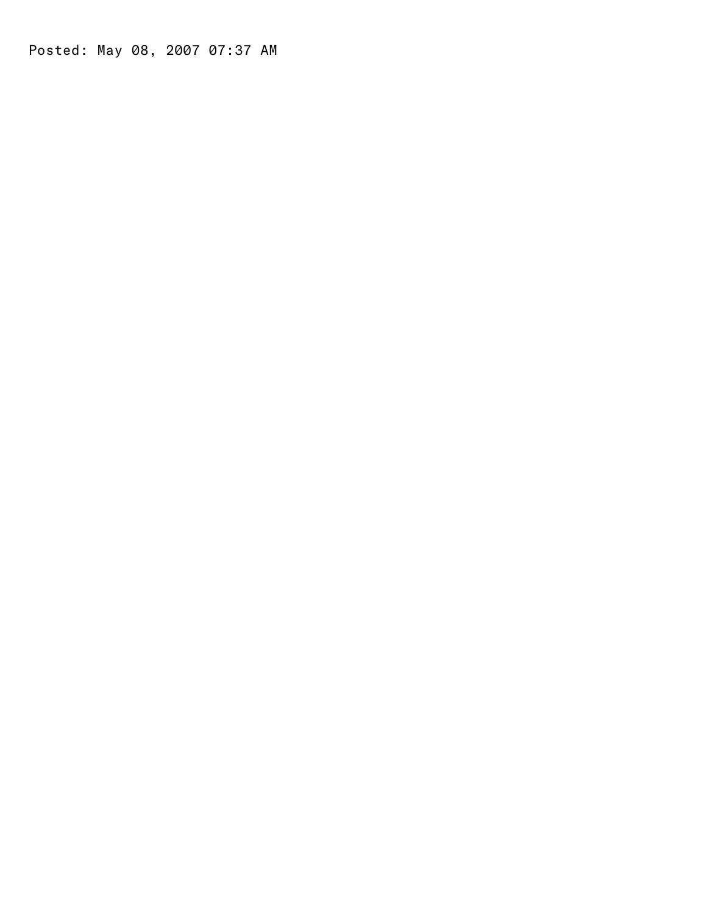Posted: May 08, 2007 07:37 AM